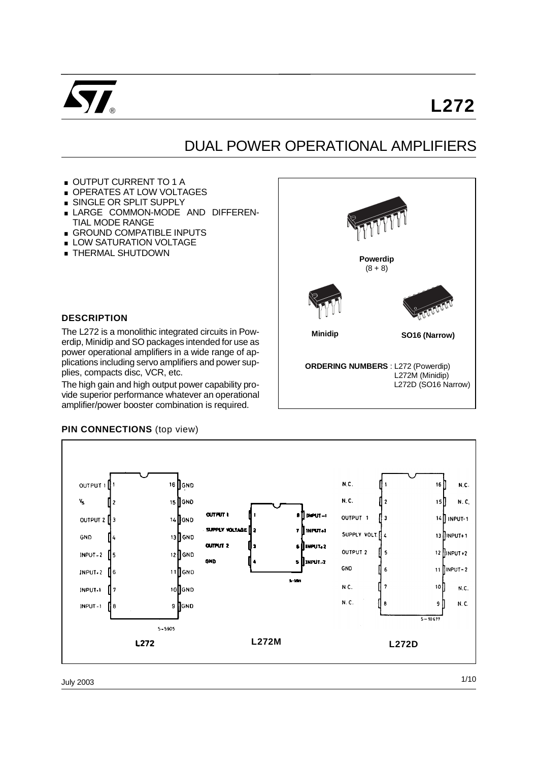# L272

## DUAL POWER OPERATIONAL AMPLIFIERS

- OUTPUT CURRENT TO 1 A
- OPERATES AT LOW VOLTAGES
- SINGLE OR SPLIT SUPPLY
- LARGE COMMON-MODE AND DIFFERENTIAL MODE RANGE
- GROUND COMPATIBLE INPUTS
- LOW SATURATION VOLTAGE
- THERMAL SHUTDOWN

Powerdip (8 + 8)

Minidip

SO16 (Narrow)

**ORDERING NUMBERS** : L272 (Powerdip)
L272M (Minidip)
L272D (SO16 Narrow)

### DESCRIPTION

The L272 is a monolithic integrated circuits in Powerdip, Minidip and SO packages intended for use as power operational amplifiers in a wide range of applications including servo amplifiers and power supplies, compacts disc, VCR, etc.

The high gain and high output power capability provide superior performance whatever an operational amplifier/power booster combination is required.

### PIN CONNECTIONS (top view)

**L272**

| Pin | Function | Pin | Function |
|---|---|---|---|
| 1 | OUTPUT 1 | 16 | GND |
| 2 | $V_S$ | 15 | GND |
| 3 | OUTPUT 2 | 14 | GND |
| 4 | GND | 13 | GND |
| 5 | INPUT-2 | 12 | GND |
| 6 | INPUT+2 | 11 | GND |
| 7 | INPUT+1 | 10 | GND |
| 8 | INPUT-1 | 9 | GND |

**L272M**

| Pin | Function | Pin | Function |
|---|---|---|---|
| 1 | OUTPUT 1 | 8 | INPUT-1 |
| 2 | SUPPLY VOLTAGE | 7 | INPUT+1 |
| 3 | OUTPUT 2 | 6 | INPUT+2 |
| 4 | GND | 5 | INPUT-2 |

**L272D**

| Pin | Function | Pin | Function |
|---|---|---|---|
| 1 | N.C. | 16 | N.C. |
| 2 | N.C. | 15 | N.C. |
| 3 | OUTPUT 1 | 14 | INPUT-1 |
| 4 | SUPPLY VOLT. | 13 | INPUT+1 |
| 5 | OUTPUT 2 | 12 | INPUT+2 |
| 6 | GND | 11 | INPUT-2 |
| 7 | N.C. | 10 | N.C. |
| 8 | N.C. | 9 | N.C. |

July 2003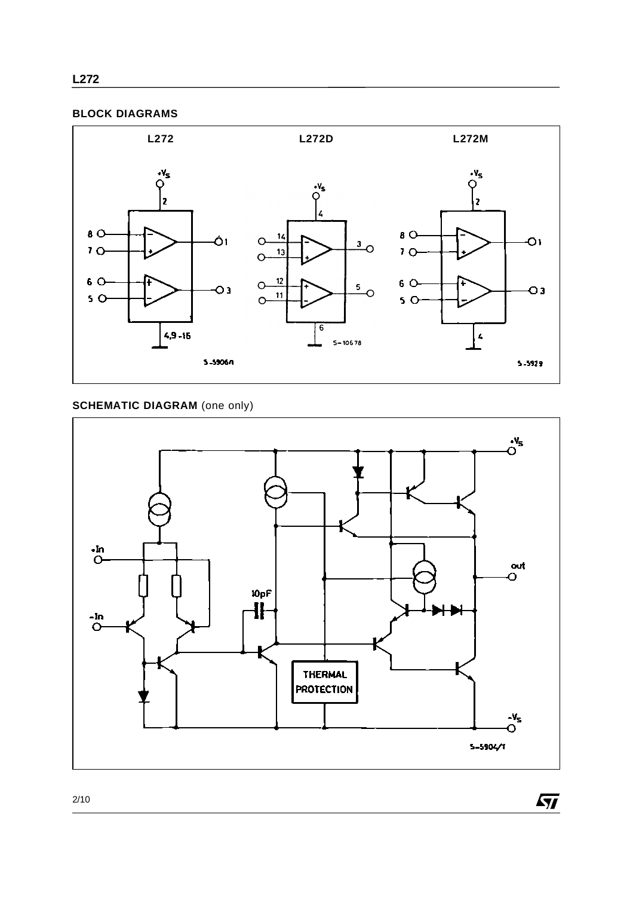## BLOCK DIAGRAMS

L272

+Vs
2
8
7
6
5
1
3
4,9 - 16
S-5906/1

L272D

+Vs
4
14
13
12
11
3
5
6
S-10678

L272M

+Vs
2
8
7
6
5
1
3
4
S-5928

## SCHEMATIC DIAGRAM (one only)

+Vs
+In
-In
10pF
out
THERMAL PROTECTION
-Vs
S-5904/1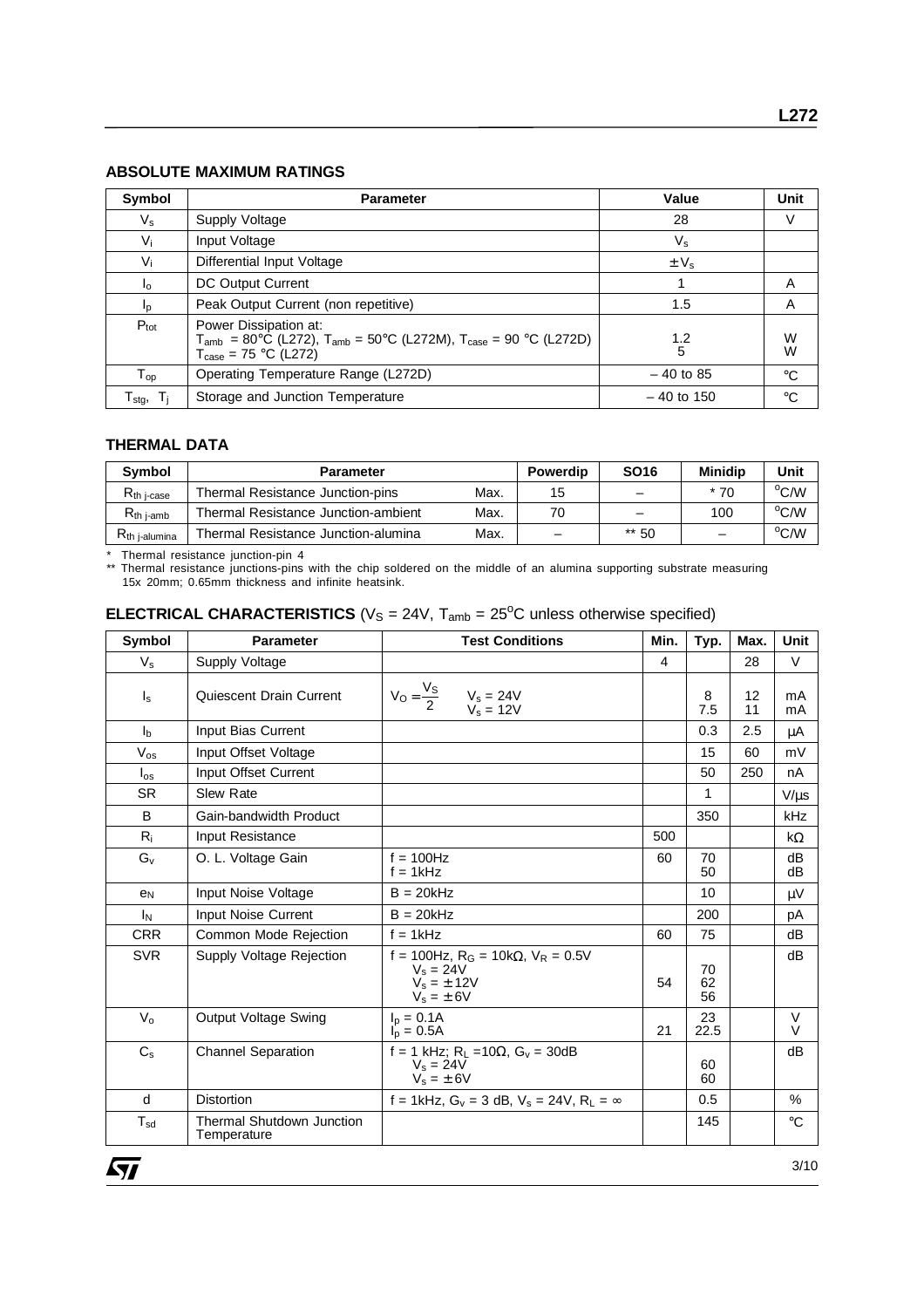## ABSOLUTE MAXIMUM RATINGS

| Symbol | Parameter | Value | Unit |
|---|---|---|---|
| $V_s$ | Supply Voltage | 28 | V |
| $V_i$ | Input Voltage | $V_s$ | |
| $V_i$ | Differential Input Voltage | $\pm V_s$ | |
| $I_o$ | DC Output Current | 1 | A |
| $I_p$ | Peak Output Current (non repetitive) | 1.5 | A |
| $P_{tot}$ | Power Dissipation at:<br>$T_{amb}$ = 80°C (L272), $T_{amb}$ = 50°C (L272M), $T_{case}$ = 90 °C (L272D)<br>$T_{case}$ = 75 °C (L272) | 1.2<br>5 | W<br>W |
| $T_{op}$ | Operating Temperature Range (L272D) | – 40 to 85 | °C |
| $T_{stg}$, $T_j$ | Storage and Junction Temperature | – 40 to 150 | °C |

## THERMAL DATA

| Symbol | Parameter | | Powerdip | SO16 | Minidip | Unit |
|---|---|---|---|---|---|---|
| $R_{th\ j\text{-}case}$ | Thermal Resistance Junction-pins | Max. | 15 | – | * 70 | °C/W |
| $R_{th\ j\text{-}amb}$ | Thermal Resistance Junction-ambient | Max. | 70 | – | 100 | °C/W |
| $R_{th\ j\text{-}alumina}$ | Thermal Resistance Junction-alumina | Max. | – | ** 50 | – | °C/W |

\* Thermal resistance junction-pin 4

** Thermal resistance junctions-pins with the chip soldered on the middle of an alumina supporting substrate measuring 15x 20mm; 0.65mm thickness and infinite heatsink.

## ELECTRICAL CHARACTERISTICS ($V_S$ = 24V, $T_{amb}$ = 25°C unless otherwise specified)

| Symbol | Parameter | Test Conditions | Min. | Typ. | Max. | Unit |
|---|---|---|---|---|---|---|
| $V_s$ | Supply Voltage | | 4 | | 28 | V |
| $I_s$ | Quiescent Drain Current | $V_O = \frac{V_S}{2}$ $V_s$ = 24V<br>$V_s$ = 12V | | 8<br>7.5 | 12<br>11 | mA<br>mA |
| $I_b$ | Input Bias Current | | | 0.3 | 2.5 | μA |
| $V_{os}$ | Input Offset Voltage | | | 15 | 60 | mV |
| $I_{os}$ | Input Offset Current | | | 50 | 250 | nA |
| SR | Slew Rate | | | 1 | | V/μs |
| B | Gain-bandwidth Product | | | 350 | | kHz |
| $R_i$ | Input Resistance | | 500 | | | kΩ |
| $G_v$ | O. L. Voltage Gain | f = 100Hz<br>f = 1kHz | 60 | 70<br>50 | | dB<br>dB |
| $e_N$ | Input Noise Voltage | B = 20kHz | | 10 | | μV |
| $I_N$ | Input Noise Current | B = 20kHz | | 200 | | pA |
| CRR | Common Mode Rejection | f = 1kHz | 60 | 75 | | dB |
| SVR | Supply Voltage Rejection | f = 100Hz, $R_G$ = 10kΩ, $V_R$ = 0.5V<br>$V_s$ = 24V<br>$V_s$ = ± 12V<br>$V_s$ = ± 6V | 54 | 70<br>62<br>56 | | dB |
| $V_o$ | Output Voltage Swing | $I_p$ = 0.1A<br>$I_p$ = 0.5A | 21 | 23<br>22.5 | | V<br>V |
| $C_s$ | Channel Separation | f = 1 kHz; $R_L$ =10Ω, $G_v$ = 30dB<br>$V_s$ = 24V<br>$V_s$ = ± 6V | | 60<br>60 | | dB |
| d | Distortion | f = 1kHz, $G_v$ = 3 dB, $V_s$ = 24V, $R_L$ = ∞ | | 0.5 | | % |
| $T_{sd}$ | Thermal Shutdown Junction Temperature | | | 145 | | °C |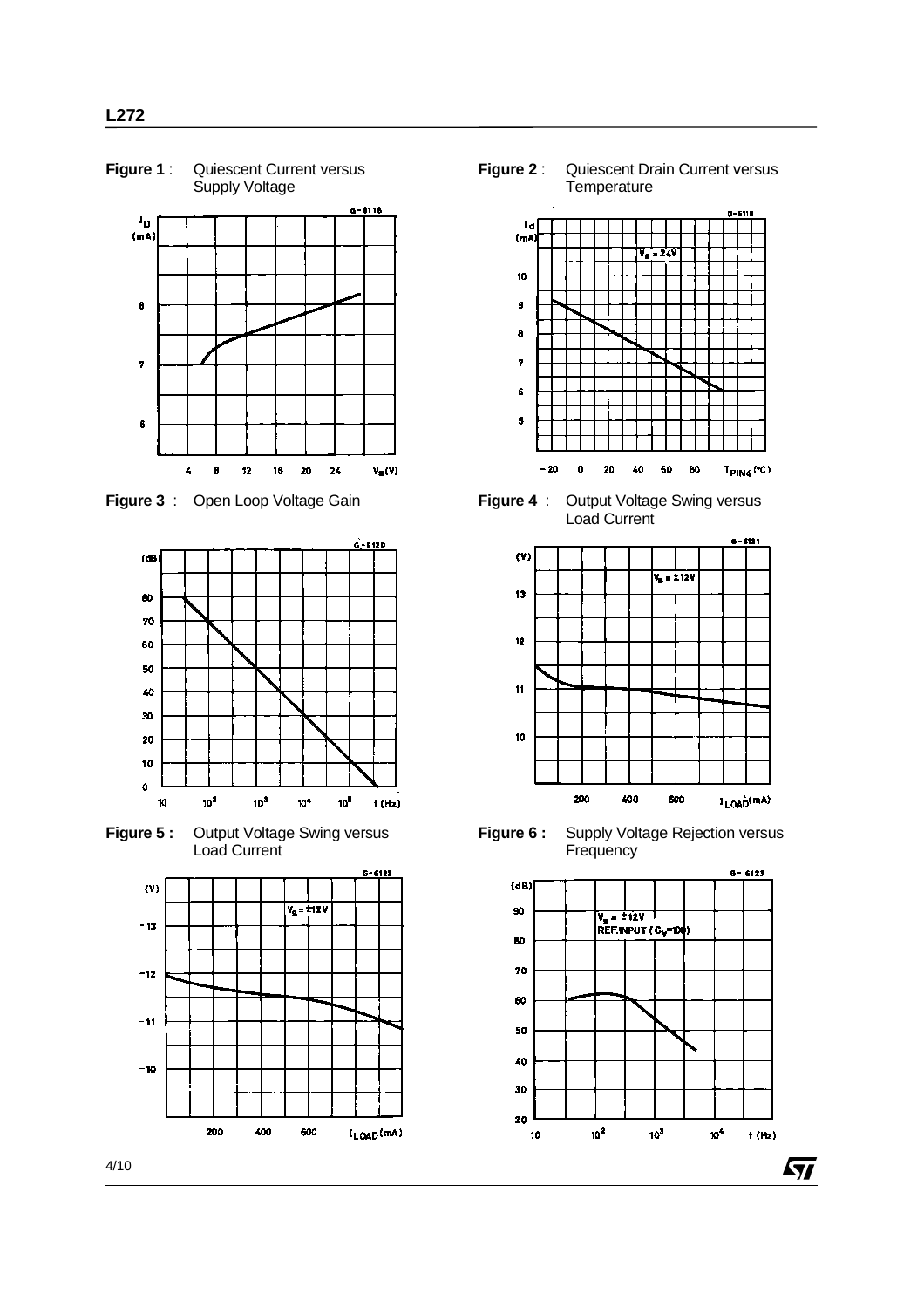**Figure 1** : Quiescent Current versus Supply Voltage

G-6118

$I_D$ (mA)

8
7
6

4 8 12 16 20 24 $V_S$(V)

**Figure 2** : Quiescent Drain Current versus Temperature

G-6119

$I_d$ (mA)

$V_S$ = 24V

10
9
8
7
6
5

-20 0 20 40 60 80 $T_{PIN4}$ (°C)

**Figure 3** : Open Loop Voltage Gain

G-6120

(dB)

80
70
60
50
40
30
20
10
0

10 $10^2$ $10^3$ $10^4$ $10^5$ f (Hz)

**Figure 4** : Output Voltage Swing versus Load Current

G-6121

(V)

$V_S$ = ±12V

13
12
11
10

200 400 600 $I_{LOAD}$(mA)

**Figure 5 :** Output Voltage Swing versus Load Current

G-6122

(V)

$V_S$ = ±12V

-13
-12
-11
-10

200 400 600 $I_{LOAD}$(mA)

**Figure 6 :** Supply Voltage Rejection versus Frequency

G-6123

(dB)

$V_S$ = ±12V
REF.INPUT ($G_V$=100)

90
80
70
60
50
40
30
20

10 $10^2$ $10^3$ $10^4$ f (Hz)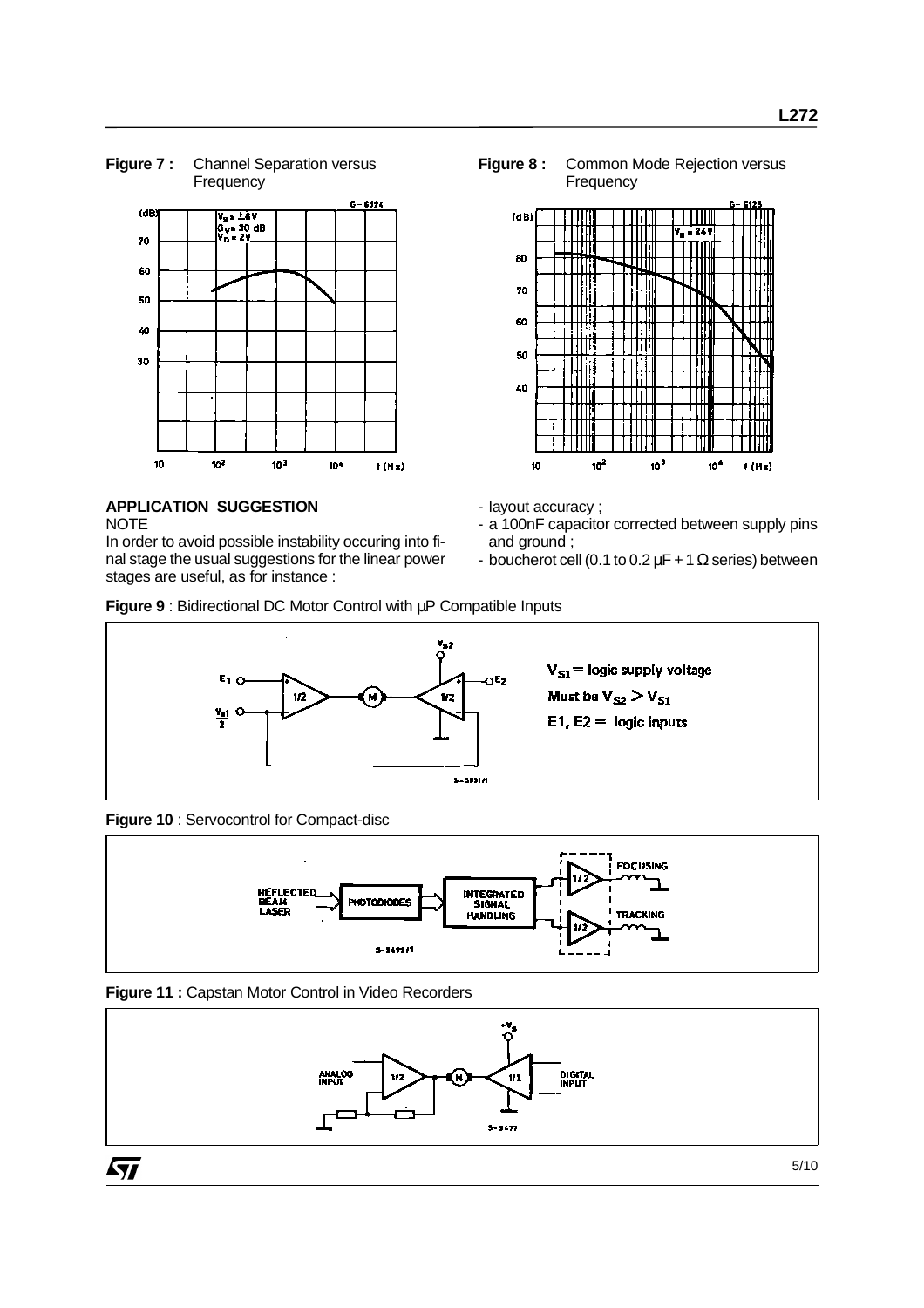**Figure 7 :** Channel Separation versus Frequency

(dB)
$V_s = \pm 6V$
$G_v = 30$ dB
$V_O = 2V$
70
60
50
40
30
10
$10^2$
$10^3$
$10^4$
f (Hz)
G-6124

**Figure 8 :** Common Mode Rejection versus Frequency

(dB)
$V_s = 24V$
80
70
60
50
40
10
$10^2$
$10^3$
$10^4$
f (Hz)
G-6125

## APPLICATION SUGGESTION

NOTE

In order to avoid possible instability occuring into final stage the usual suggestions for the linear power stages are useful, as for instance :

- layout accuracy ;
- a 100nF capacitor corrected between supply pins and ground ;
- boucherot cell (0.1 to 0.2 µF + 1 Ω series) between

**Figure 9** : Bidirectional DC Motor Control with µP Compatible Inputs

$E_1$
$\frac{V_{S1}}{2}$
1/2
M
1/2
$V_{S2}$
$E_2$

$V_{S1}$ = logic supply voltage
Must be $V_{S2} > V_{S1}$
E1, E2 = logic inputs

S-5931/1

**Figure 10** : Servocontrol for Compact-disc

REFLECTED BEAM LASER
PHOTODIODES
INTEGRATED SIGNAL HANDLING
1/2
FOCUSING
1/2
TRACKING
S-5475/1

**Figure 11 :** Capstan Motor Control in Video Recorders

ANALOG INPUT
1/2
M
1/2
$+V_s$
DIGITAL INPUT
S-5477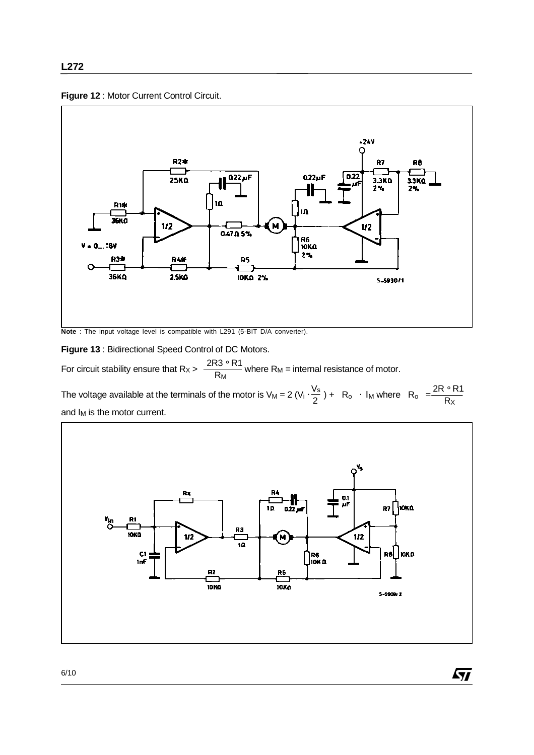**Figure 12** : Motor Current Control Circuit.

R2* 2.5KΩ

0.22µF

1Ω

R1* 36KΩ

1/2

0.47Ω 5%

M

0.22µF

1Ω

R6 10KΩ 2%

+24V

0.22 µF

R7 3.3KΩ 2%

R8 3.3KΩ 2%

1/2

V = 0....8V

R3* 36KΩ

R4* 2.5KΩ

R5 10KΩ 2%

5-5930/1

**Note** : The input voltage level is compatible with L291 (5-BIT D/A converter).

**Figure 13** : Bidirectional Speed Control of DC Motors.

For circuit stability ensure that $R_X > \frac{2R3 \circ R1}{R_M}$ where $R_M$ = internal resistance of motor.

The voltage available at the terminals of the motor is $V_M = 2\ (V_i \cdot \frac{V_S}{2}) + R_o \cdot I_M$ where $R_o = \frac{2R \circ R1}{R_X}$ and $I_M$ is the motor current.

Rx

R4 1Ω 0.22µF

$V_s$

0.1 µF

R7 10KΩ

$V_{in}$

R1 10KΩ

1/2

R3 1Ω

M

1/2

C1 1nF

R6 10KΩ

R8 10KΩ

R2 10KΩ

R5 10KΩ

5-5908/2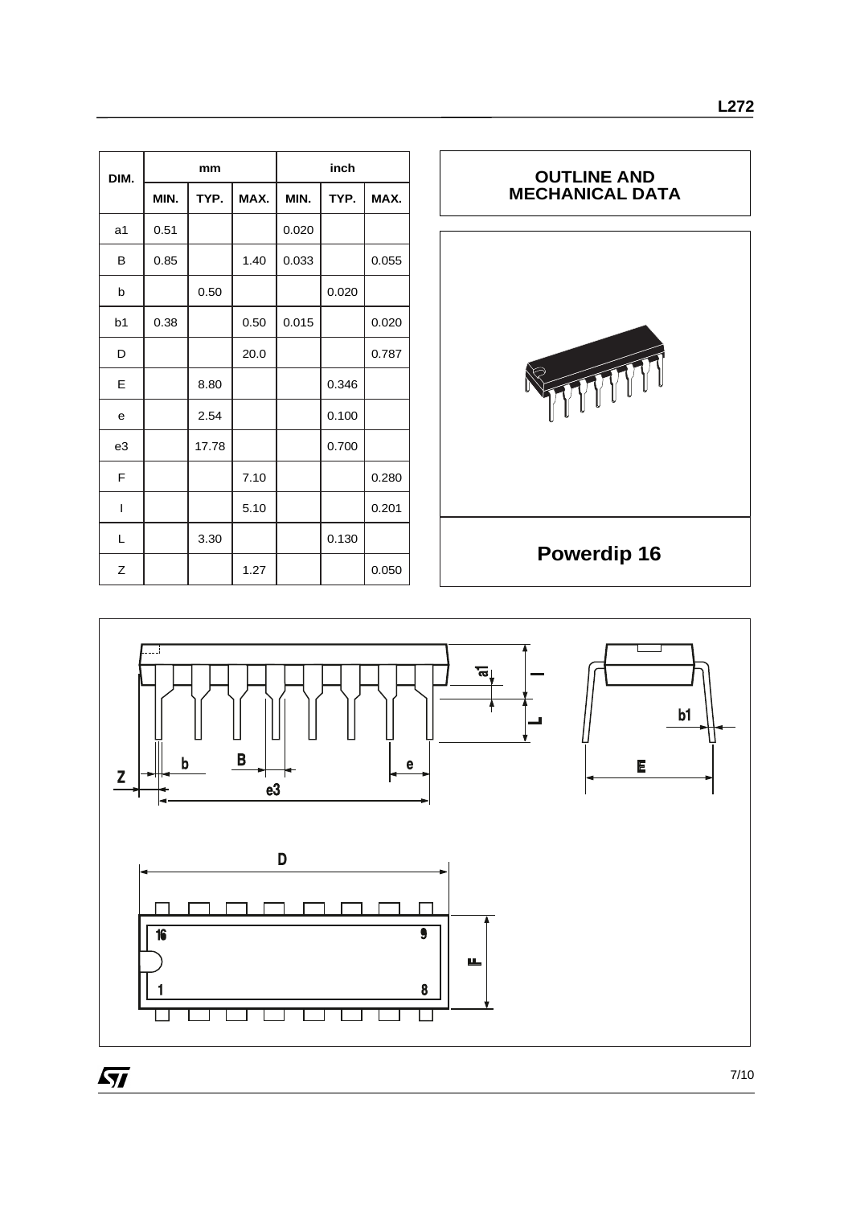| DIM. | mm | | | inch | | |
|---|---|---|---|---|---|---|
| | MIN. | TYP. | MAX. | MIN. | TYP. | MAX. |
| a1 | 0.51 | | | 0.020 | | |
| B | 0.85 | | 1.40 | 0.033 | | 0.055 |
| b | | 0.50 | | | 0.020 | |
| b1 | 0.38 | | 0.50 | 0.015 | | 0.020 |
| D | | | 20.0 | | | 0.787 |
| E | | 8.80 | | | 0.346 | |
| e | | 2.54 | | | 0.100 | |
| e3 | | 17.78 | | | 0.700 | |
| F | | | 7.10 | | | 0.280 |
| I | | | 5.10 | | | 0.201 |
| L | | 3.30 | | | 0.130 | |
| Z | | | 1.27 | | | 0.050 |

## OUTLINE AND MECHANICAL DATA

**Powerdip 16**

a1
I
L
b1
E
Z
b
B
e
e3
D
16
9
1
8
F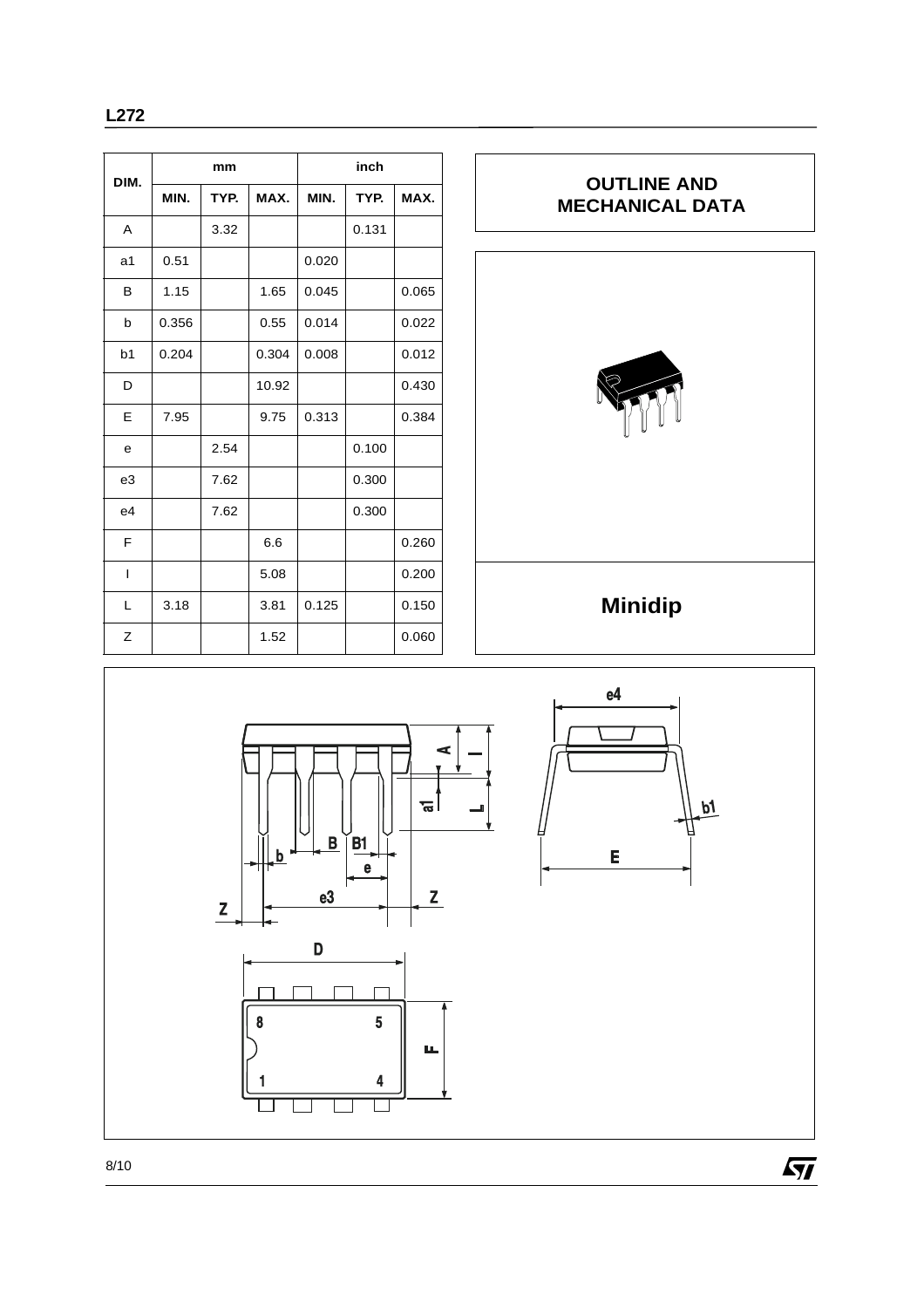| DIM. | mm | | | inch | | |
|---|---|---|---|---|---|---|
| | MIN. | TYP. | MAX. | MIN. | TYP. | MAX. |
| A | | 3.32 | | | 0.131 | |
| a1 | 0.51 | | | 0.020 | | |
| B | 1.15 | | 1.65 | 0.045 | | 0.065 |
| b | 0.356 | | 0.55 | 0.014 | | 0.022 |
| b1 | 0.204 | | 0.304 | 0.008 | | 0.012 |
| D | | | 10.92 | | | 0.430 |
| E | 7.95 | | 9.75 | 0.313 | | 0.384 |
| e | | 2.54 | | | 0.100 | |
| e3 | | 7.62 | | | 0.300 | |
| e4 | | 7.62 | | | 0.300 | |
| F | | | 6.6 | | | 0.260 |
| I | | | 5.08 | | | 0.200 |
| L | 3.18 | | 3.81 | 0.125 | | 0.150 |
| Z | | | 1.52 | | | 0.060 |

## OUTLINE AND MECHANICAL DATA

**Minidip**

e4
A
I
a1
L
b1
E
b
B
B1
e
e3
Z
Z
D
8
5
1
4
F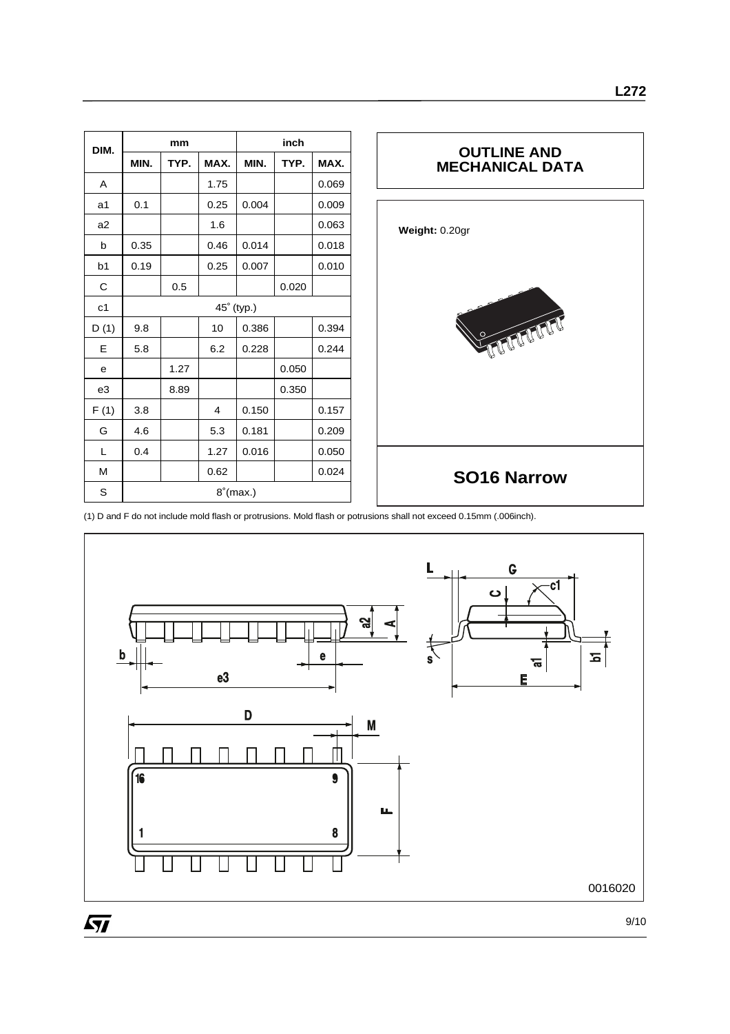| DIM. | mm | | | inch | | |
|---|---|---|---|---|---|---|
| | MIN. | TYP. | MAX. | MIN. | TYP. | MAX. |
| A | | | 1.75 | | | 0.069 |
| a1 | 0.1 | | 0.25 | 0.004 | | 0.009 |
| a2 | | | 1.6 | | | 0.063 |
| b | 0.35 | | 0.46 | 0.014 | | 0.018 |
| b1 | 0.19 | | 0.25 | 0.007 | | 0.010 |
| C | | 0.5 | | | 0.020 | |
| c1 | 45° (typ.) | | | | | |
| D (1) | 9.8 | | 10 | 0.386 | | 0.394 |
| E | 5.8 | | 6.2 | 0.228 | | 0.244 |
| e | | 1.27 | | | 0.050 | |
| e3 | | 8.89 | | | 0.350 | |
| F (1) | 3.8 | | 4 | 0.150 | | 0.157 |
| G | 4.6 | | 5.3 | 0.181 | | 0.209 |
| L | 0.4 | | 1.27 | 0.016 | | 0.050 |
| M | | | 0.62 | | | 0.024 |
| S | 8°(max.) | | | | | |

**OUTLINE AND MECHANICAL DATA**

**Weight:** 0.20gr

**SO16 Narrow**

(1) D and F do not include mold flash or protrusions. Mold flash or potrusions shall not exceed 0.15mm (.006inch).

L
G
C
c1
a2
A
s
b
e
a1
b1
e3
E
D
M
16
9
F
1
8
0016020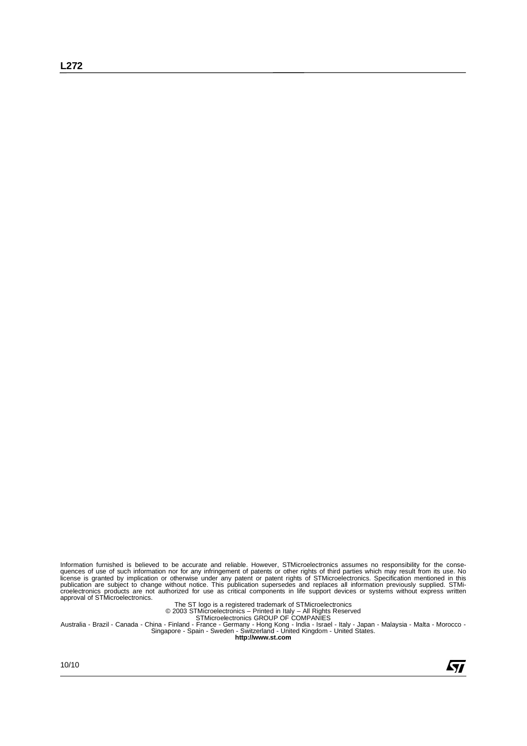Information furnished is believed to be accurate and reliable. However, STMicroelectronics assumes no responsibility for the consequences of use of such information nor for any infringement of patents or other rights of third parties which may result from its use. No license is granted by implication or otherwise under any patent or patent rights of STMicroelectronics. Specification mentioned in this publication are subject to change without notice. This publication supersedes and replaces all information previously supplied. STMicroelectronics products are not authorized for use as critical components in life support devices or systems without express written approval of STMicroelectronics.

The ST logo is a registered trademark of STMicroelectronics

© 2003 STMicroelectronics – Printed in Italy – All Rights Reserved

STMicroelectronics GROUP OF COMPANIES

Australia - Brazil - Canada - China - Finland - France - Germany - Hong Kong - India - Israel - Italy - Japan - Malaysia - Malta - Morocco - Singapore - Spain - Sweden - Switzerland - United Kingdom - United States.

**http://www.st.com**